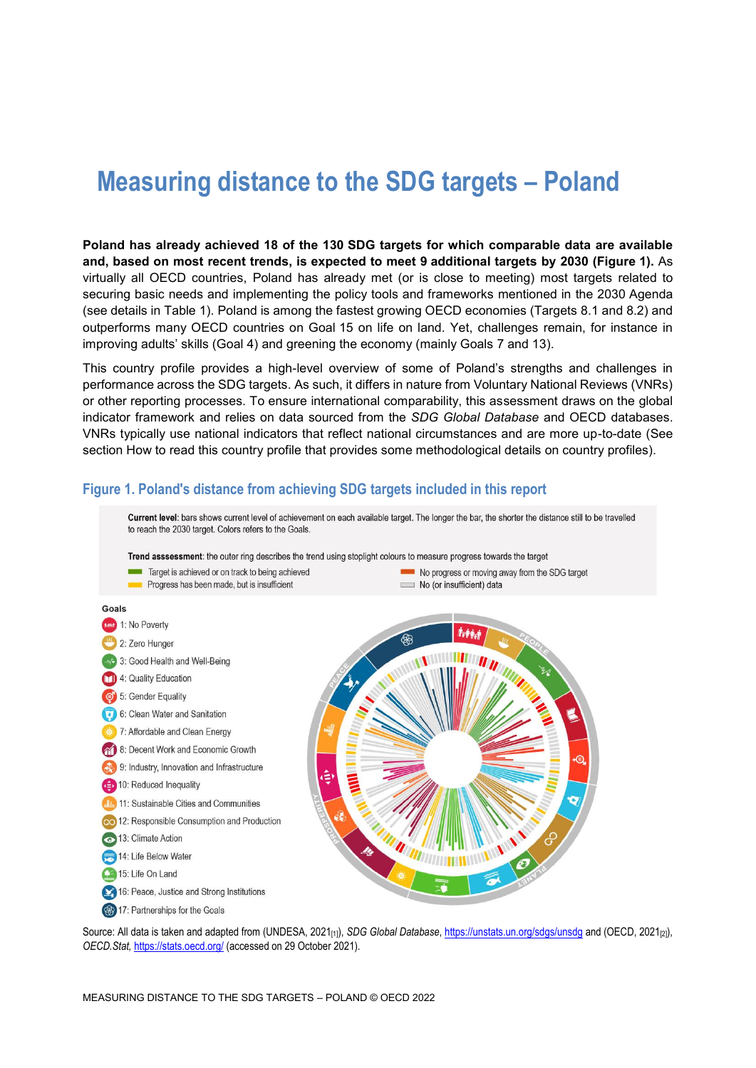# Measuring distance to the SDG targets – Poland

**Poland has already achieved 18 of the 130 SDG targets for which comparable data are available and, based on most recent trends, is expected to meet 9 additional targets by 2030 (Figure 1).** As virtually all OECD countries, Poland has already met (or is close to meeting) most targets related to securing basic needs and implementing the policy tools and frameworks mentioned in the 2030 Agenda (see details in Table 1). Poland is among the fastest growing OECD economies (Targets 8.1 and 8.2) and outperforms many OECD countries on Goal 15 on life on land. Yet, challenges remain, for instance in improving adults' skills (Goal 4) and greening the economy (mainly Goals 7 and 13).

This country profile provides a high-level overview of some of Poland's strengths and challenges in performance across the SDG targets. As such, it differs in nature from Voluntary National Reviews (VNRs) or other reporting processes. To ensure international comparability, this assessment draws on the global indicator framework and relies on data sourced from the *SDG Global Database* and OECD databases. VNRs typically use national indicators that reflect national circumstances and are more up-to-date (See section How to read this country profile that provides some methodological details on country profiles).

## Figure 1. Poland's distance from achieving SDG targets included in this report

**Current level**: bars shows current level of achievement on each available target. The longer the bar, the shorter the distance still to be travelled to reach the 2030 target. Colors refers to the Goals.

**Trend assessment**: the outer ring describes the trend using stoplight colours to measure progress towards the target

- Target is achieved or on track to being achieved
- Progress has been made, but is insufficient
- No progress or moving away from the SDG target
- No (or insufficient) data

**Goals**

- 1: No Poverty
- 2: Zero Hunger
- 3: Good Health and Well-Being
- 4: Quality Education
- 5: Gender Equality
- 6: Clean Water and Sanitation
- 7: Affordable and Clean Energy
- 8: Decent Work and Economic Growth
- 9: Industry, Innovation and Infrastructure
- 10: Reduced Inequality
- 11: Sustainable Cities and Communities
- 12: Responsible Consumption and Production
- 13: Climate Action
- 14: Life Below Water
- 15: Life On Land
- 16: Peace, Justice and Strong Institutions
- 17: Partnerships for the Goals

Source: All data is taken and adapted from (UNDESA, 2021[1]), *SDG Global Database*, https://unstats.un.org/sdgs/unsdg and (OECD, 2021[2]), *OECD.Stat*, https://stats.oecd.org/ (accessed on 29 October 2021).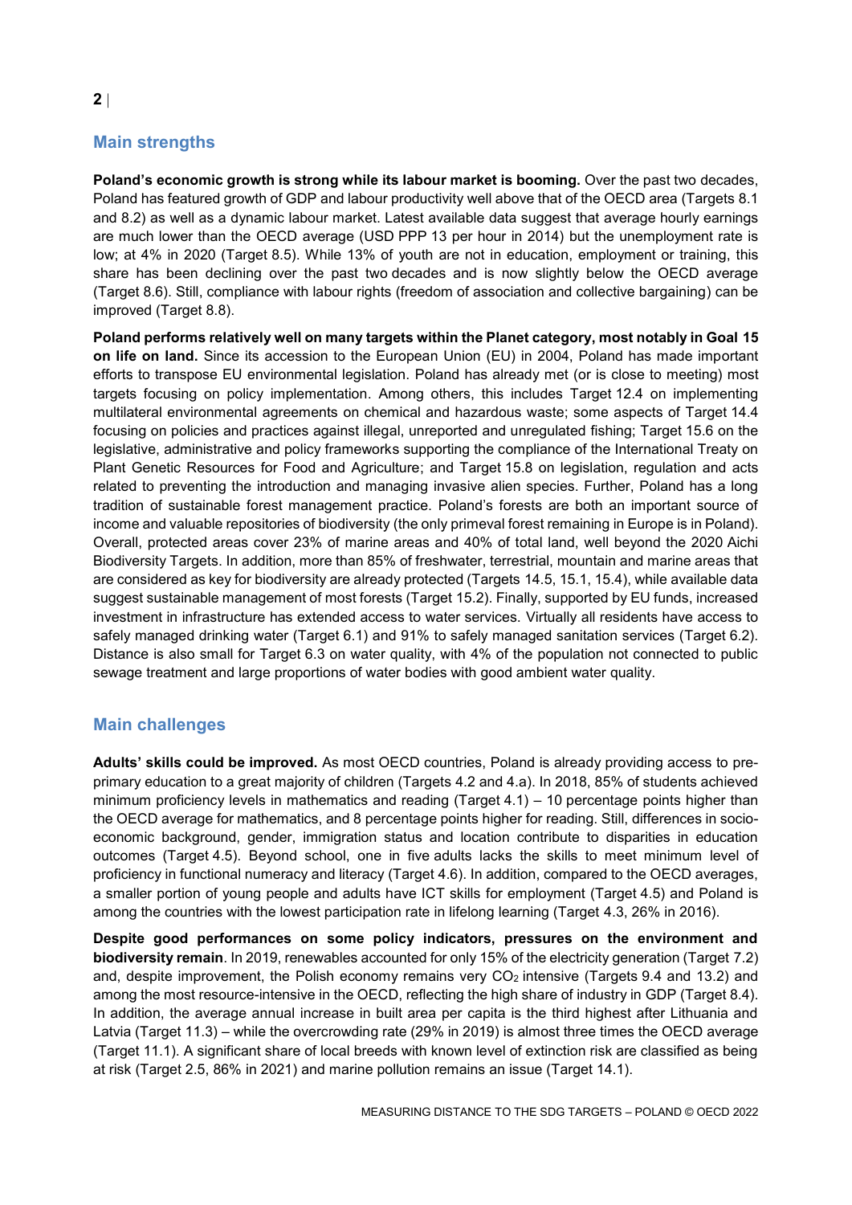## Main strengths

**Poland's economic growth is strong while its labour market is booming.** Over the past two decades, Poland has featured growth of GDP and labour productivity well above that of the OECD area (Targets 8.1 and 8.2) as well as a dynamic labour market. Latest available data suggest that average hourly earnings are much lower than the OECD average (USD PPP 13 per hour in 2014) but the unemployment rate is low; at 4% in 2020 (Target 8.5). While 13% of youth are not in education, employment or training, this share has been declining over the past two decades and is now slightly below the OECD average (Target 8.6). Still, compliance with labour rights (freedom of association and collective bargaining) can be improved (Target 8.8).

**Poland performs relatively well on many targets within the Planet category, most notably in Goal 15 on life on land.** Since its accession to the European Union (EU) in 2004, Poland has made important efforts to transpose EU environmental legislation. Poland has already met (or is close to meeting) most targets focusing on policy implementation. Among others, this includes Target 12.4 on implementing multilateral environmental agreements on chemical and hazardous waste; some aspects of Target 14.4 focusing on policies and practices against illegal, unreported and unregulated fishing; Target 15.6 on the legislative, administrative and policy frameworks supporting the compliance of the International Treaty on Plant Genetic Resources for Food and Agriculture; and Target 15.8 on legislation, regulation and acts related to preventing the introduction and managing invasive alien species. Further, Poland has a long tradition of sustainable forest management practice. Poland's forests are both an important source of income and valuable repositories of biodiversity (the only primeval forest remaining in Europe is in Poland). Overall, protected areas cover 23% of marine areas and 40% of total land, well beyond the 2020 Aichi Biodiversity Targets. In addition, more than 85% of freshwater, terrestrial, mountain and marine areas that are considered as key for biodiversity are already protected (Targets 14.5, 15.1, 15.4), while available data suggest sustainable management of most forests (Target 15.2). Finally, supported by EU funds, increased investment in infrastructure has extended access to water services. Virtually all residents have access to safely managed drinking water (Target 6.1) and 91% to safely managed sanitation services (Target 6.2). Distance is also small for Target 6.3 on water quality, with 4% of the population not connected to public sewage treatment and large proportions of water bodies with good ambient water quality.

## Main challenges

**Adults' skills could be improved.** As most OECD countries, Poland is already providing access to pre-primary education to a great majority of children (Targets 4.2 and 4.a). In 2018, 85% of students achieved minimum proficiency levels in mathematics and reading (Target 4.1) – 10 percentage points higher than the OECD average for mathematics, and 8 percentage points higher for reading. Still, differences in socio-economic background, gender, immigration status and location contribute to disparities in education outcomes (Target 4.5). Beyond school, one in five adults lacks the skills to meet minimum level of proficiency in functional numeracy and literacy (Target 4.6). In addition, compared to the OECD averages, a smaller portion of young people and adults have ICT skills for employment (Target 4.5) and Poland is among the countries with the lowest participation rate in lifelong learning (Target 4.3, 26% in 2016).

**Despite good performances on some policy indicators, pressures on the environment and biodiversity remain**. In 2019, renewables accounted for only 15% of the electricity generation (Target 7.2) and, despite improvement, the Polish economy remains very $CO_2$ intensive (Targets 9.4 and 13.2) and among the most resource-intensive in the OECD, reflecting the high share of industry in GDP (Target 8.4). In addition, the average annual increase in built area per capita is the third highest after Lithuania and Latvia (Target 11.3) – while the overcrowding rate (29% in 2019) is almost three times the OECD average (Target 11.1). A significant share of local breeds with known level of extinction risk are classified as being at risk (Target 2.5, 86% in 2021) and marine pollution remains an issue (Target 14.1).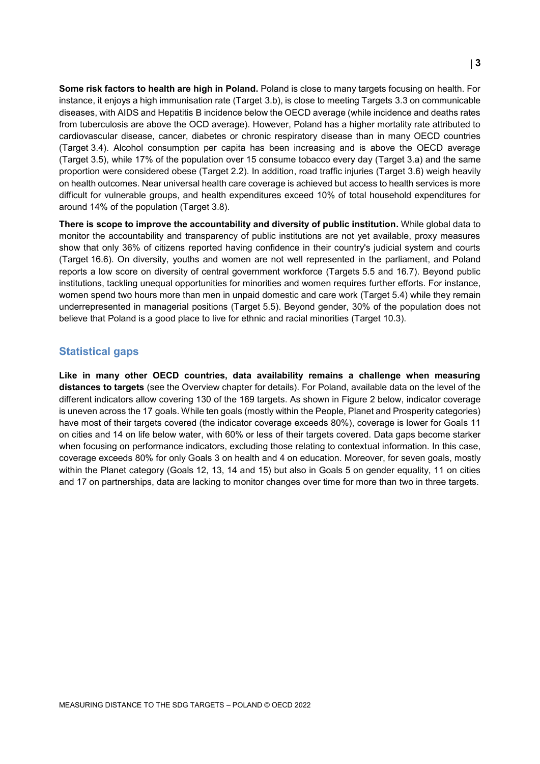**Some risk factors to health are high in Poland.** Poland is close to many targets focusing on health. For instance, it enjoys a high immunisation rate (Target 3.b), is close to meeting Targets 3.3 on communicable diseases, with AIDS and Hepatitis B incidence below the OECD average (while incidence and deaths rates from tuberculosis are above the OCD average). However, Poland has a higher mortality rate attributed to cardiovascular disease, cancer, diabetes or chronic respiratory disease than in many OECD countries (Target 3.4). Alcohol consumption per capita has been increasing and is above the OECD average (Target 3.5), while 17% of the population over 15 consume tobacco every day (Target 3.a) and the same proportion were considered obese (Target 2.2). In addition, road traffic injuries (Target 3.6) weigh heavily on health outcomes. Near universal health care coverage is achieved but access to health services is more difficult for vulnerable groups, and health expenditures exceed 10% of total household expenditures for around 14% of the population (Target 3.8).

**There is scope to improve the accountability and diversity of public institution.** While global data to monitor the accountability and transparency of public institutions are not yet available, proxy measures show that only 36% of citizens reported having confidence in their country's judicial system and courts (Target 16.6). On diversity, youths and women are not well represented in the parliament, and Poland reports a low score on diversity of central government workforce (Targets 5.5 and 16.7). Beyond public institutions, tackling unequal opportunities for minorities and women requires further efforts. For instance, women spend two hours more than men in unpaid domestic and care work (Target 5.4) while they remain underrepresented in managerial positions (Target 5.5). Beyond gender, 30% of the population does not believe that Poland is a good place to live for ethnic and racial minorities (Target 10.3).

## Statistical gaps

**Like in many other OECD countries, data availability remains a challenge when measuring distances to targets** (see the Overview chapter for details). For Poland, available data on the level of the different indicators allow covering 130 of the 169 targets. As shown in Figure 2 below, indicator coverage is uneven across the 17 goals. While ten goals (mostly within the People, Planet and Prosperity categories) have most of their targets covered (the indicator coverage exceeds 80%), coverage is lower for Goals 11 on cities and 14 on life below water, with 60% or less of their targets covered. Data gaps become starker when focusing on performance indicators, excluding those relating to contextual information. In this case, coverage exceeds 80% for only Goals 3 on health and 4 on education. Moreover, for seven goals, mostly within the Planet category (Goals 12, 13, 14 and 15) but also in Goals 5 on gender equality, 11 on cities and 17 on partnerships, data are lacking to monitor changes over time for more than two in three targets.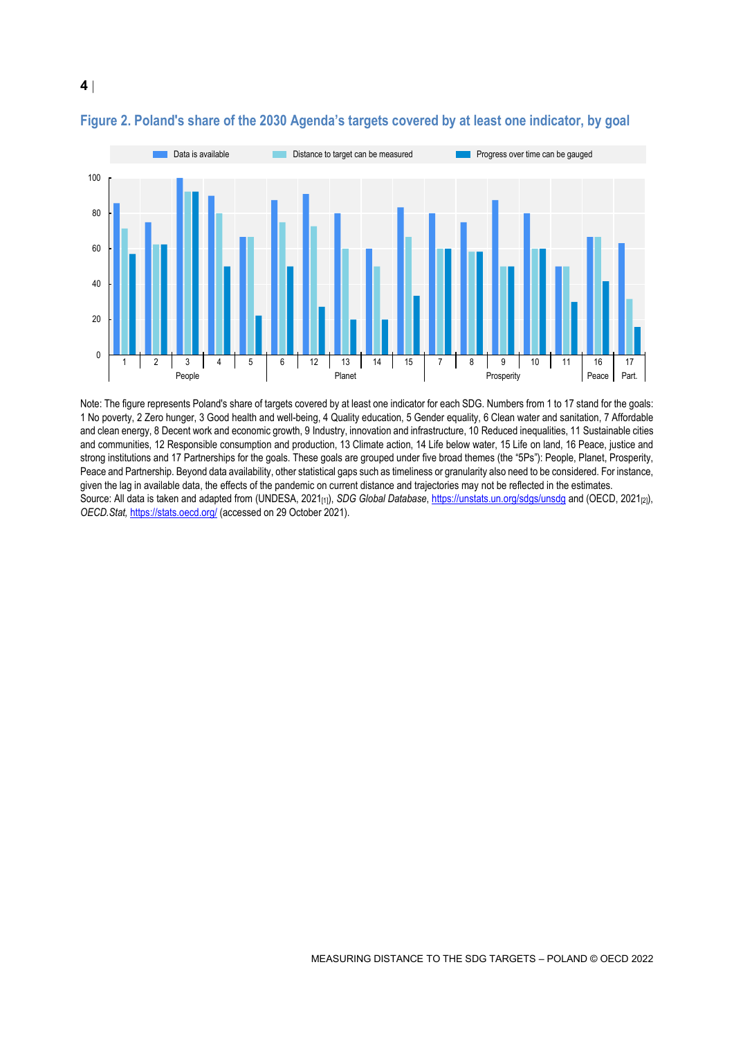### Figure 2. Poland's share of the 2030 Agenda's targets covered by at least one indicator, by goal

Note: The figure represents Poland's share of targets covered by at least one indicator for each SDG. Numbers from 1 to 17 stand for the goals: 1 No poverty, 2 Zero hunger, 3 Good health and well-being, 4 Quality education, 5 Gender equality, 6 Clean water and sanitation, 7 Affordable and clean energy, 8 Decent work and economic growth, 9 Industry, innovation and infrastructure, 10 Reduced inequalities, 11 Sustainable cities and communities, 12 Responsible consumption and production, 13 Climate action, 14 Life below water, 15 Life on land, 16 Peace, justice and strong institutions and 17 Partnerships for the goals. These goals are grouped under five broad themes (the "5Ps"): People, Planet, Prosperity, Peace and Partnership. Beyond data availability, other statistical gaps such as timeliness or granularity also need to be considered. For instance, given the lag in available data, the effects of the pandemic on current distance and trajectories may not be reflected in the estimates.

Source: All data is taken and adapted from (UNDESA, 2021[1]), *SDG Global Database*, https://unstats.un.org/sdgs/unsdg and (OECD, 2021[2]), *OECD.Stat*, https://stats.oecd.org/ (accessed on 29 October 2021).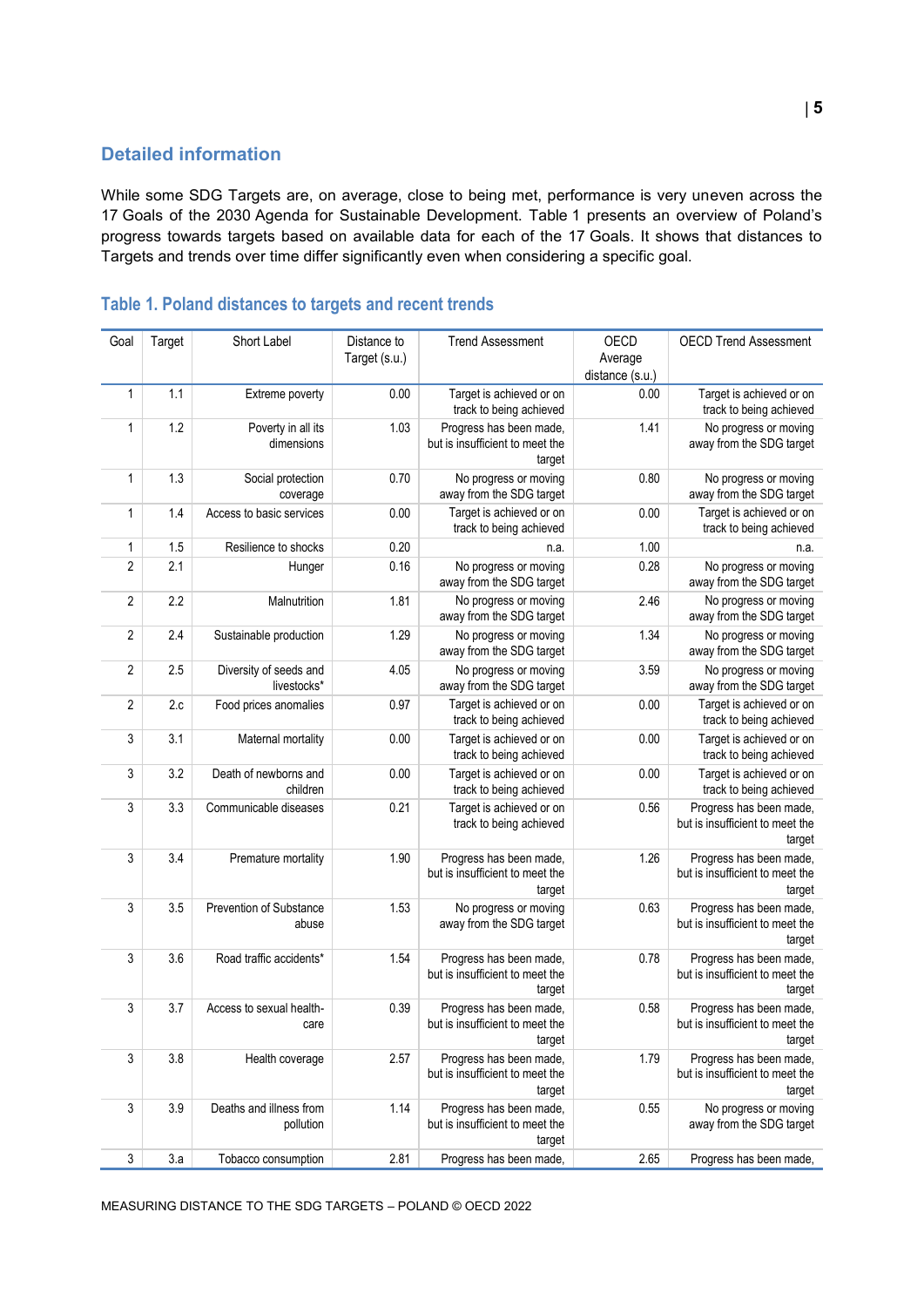## Detailed information

While some SDG Targets are, on average, close to being met, performance is very uneven across the 17 Goals of the 2030 Agenda for Sustainable Development. Table 1 presents an overview of Poland’s progress towards targets based on available data for each of the 17 Goals. It shows that distances to Targets and trends over time differ significantly even when considering a specific goal.

### Table 1. Poland distances to targets and recent trends

| Goal | Target | Short Label | Distance to Target (s.u.) | Trend Assessment | OECD Average distance (s.u.) | OECD Trend Assessment |
|---|---|---|---|---|---|---|
| 1 | 1.1 | Extreme poverty | 0.00 | Target is achieved or on track to being achieved | 0.00 | Target is achieved or on track to being achieved |
| 1 | 1.2 | Poverty in all its dimensions | 1.03 | Progress has been made, but is insufficient to meet the target | 1.41 | No progress or moving away from the SDG target |
| 1 | 1.3 | Social protection coverage | 0.70 | No progress or moving away from the SDG target | 0.80 | No progress or moving away from the SDG target |
| 1 | 1.4 | Access to basic services | 0.00 | Target is achieved or on track to being achieved | 0.00 | Target is achieved or on track to being achieved |
| 1 | 1.5 | Resilience to shocks | 0.20 | n.a. | 1.00 | n.a. |
| 2 | 2.1 | Hunger | 0.16 | No progress or moving away from the SDG target | 0.28 | No progress or moving away from the SDG target |
| 2 | 2.2 | Malnutrition | 1.81 | No progress or moving away from the SDG target | 2.46 | No progress or moving away from the SDG target |
| 2 | 2.4 | Sustainable production | 1.29 | No progress or moving away from the SDG target | 1.34 | No progress or moving away from the SDG target |
| 2 | 2.5 | Diversity of seeds and livestocks* | 4.05 | No progress or moving away from the SDG target | 3.59 | No progress or moving away from the SDG target |
| 2 | 2.c | Food prices anomalies | 0.97 | Target is achieved or on track to being achieved | 0.00 | Target is achieved or on track to being achieved |
| 3 | 3.1 | Maternal mortality | 0.00 | Target is achieved or on track to being achieved | 0.00 | Target is achieved or on track to being achieved |
| 3 | 3.2 | Death of newborns and children | 0.00 | Target is achieved or on track to being achieved | 0.00 | Target is achieved or on track to being achieved |
| 3 | 3.3 | Communicable diseases | 0.21 | Target is achieved or on track to being achieved | 0.56 | Progress has been made, but is insufficient to meet the target |
| 3 | 3.4 | Premature mortality | 1.90 | Progress has been made, but is insufficient to meet the target | 1.26 | Progress has been made, but is insufficient to meet the target |
| 3 | 3.5 | Prevention of Substance abuse | 1.53 | No progress or moving away from the SDG target | 0.63 | Progress has been made, but is insufficient to meet the target |
| 3 | 3.6 | Road traffic accidents* | 1.54 | Progress has been made, but is insufficient to meet the target | 0.78 | Progress has been made, but is insufficient to meet the target |
| 3 | 3.7 | Access to sexual health-care | 0.39 | Progress has been made, but is insufficient to meet the target | 0.58 | Progress has been made, but is insufficient to meet the target |
| 3 | 3.8 | Health coverage | 2.57 | Progress has been made, but is insufficient to meet the target | 1.79 | Progress has been made, but is insufficient to meet the target |
| 3 | 3.9 | Deaths and illness from pollution | 1.14 | Progress has been made, but is insufficient to meet the target | 0.55 | No progress or moving away from the SDG target |
| 3 | 3.a | Tobacco consumption | 2.81 | Progress has been made, | 2.65 | Progress has been made, |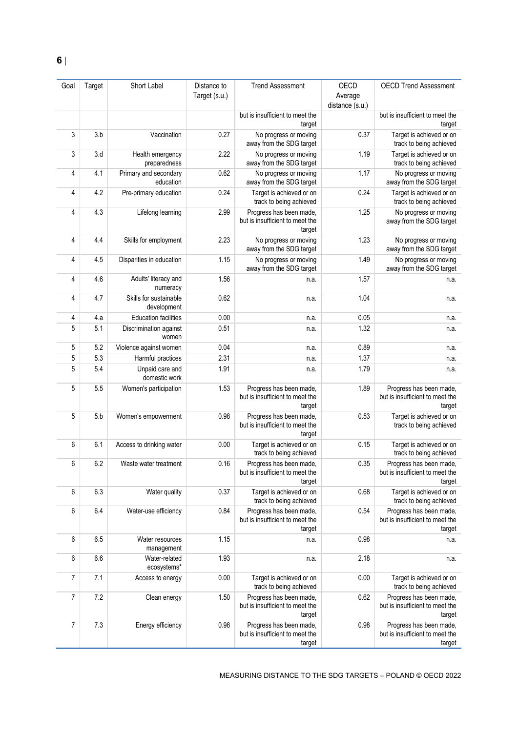| Goal | Target | Short Label | Distance to Target (s.u.) | Trend Assessment | OECD Average distance (s.u.) | OECD Trend Assessment |
|---|---|---|---|---|---|---|
| | | | | but is insufficient to meet the target | | but is insufficient to meet the target |
| 3 | 3.b | Vaccination | 0.27 | No progress or moving away from the SDG target | 0.37 | Target is achieved or on track to being achieved |
| 3 | 3.d | Health emergency preparedness | 2.22 | No progress or moving away from the SDG target | 1.19 | Target is achieved or on track to being achieved |
| 4 | 4.1 | Primary and secondary education | 0.62 | No progress or moving away from the SDG target | 1.17 | No progress or moving away from the SDG target |
| 4 | 4.2 | Pre-primary education | 0.24 | Target is achieved or on track to being achieved | 0.24 | Target is achieved or on track to being achieved |
| 4 | 4.3 | Lifelong learning | 2.99 | Progress has been made, but is insufficient to meet the target | 1.25 | No progress or moving away from the SDG target |
| 4 | 4.4 | Skills for employment | 2.23 | No progress or moving away from the SDG target | 1.23 | No progress or moving away from the SDG target |
| 4 | 4.5 | Disparities in education | 1.15 | No progress or moving away from the SDG target | 1.49 | No progress or moving away from the SDG target |
| 4 | 4.6 | Adults' literacy and numeracy | 1.56 | n.a. | 1.57 | n.a. |
| 4 | 4.7 | Skills for sustainable development | 0.62 | n.a. | 1.04 | n.a. |
| 4 | 4.a | Education facilities | 0.00 | n.a. | 0.05 | n.a. |
| 5 | 5.1 | Discrimination against women | 0.51 | n.a. | 1.32 | n.a. |
| 5 | 5.2 | Violence against women | 0.04 | n.a. | 0.89 | n.a. |
| 5 | 5.3 | Harmful practices | 2.31 | n.a. | 1.37 | n.a. |
| 5 | 5.4 | Unpaid care and domestic work | 1.91 | n.a. | 1.79 | n.a. |
| 5 | 5.5 | Women's participation | 1.53 | Progress has been made, but is insufficient to meet the target | 1.89 | Progress has been made, but is insufficient to meet the target |
| 5 | 5.b | Women's empowerment | 0.98 | Progress has been made, but is insufficient to meet the target | 0.53 | Target is achieved or on track to being achieved |
| 6 | 6.1 | Access to drinking water | 0.00 | Target is achieved or on track to being achieved | 0.15 | Target is achieved or on track to being achieved |
| 6 | 6.2 | Waste water treatment | 0.16 | Progress has been made, but is insufficient to meet the target | 0.35 | Progress has been made, but is insufficient to meet the target |
| 6 | 6.3 | Water quality | 0.37 | Target is achieved or on track to being achieved | 0.68 | Target is achieved or on track to being achieved |
| 6 | 6.4 | Water-use efficiency | 0.84 | Progress has been made, but is insufficient to meet the target | 0.54 | Progress has been made, but is insufficient to meet the target |
| 6 | 6.5 | Water resources management | 1.15 | n.a. | 0.98 | n.a. |
| 6 | 6.6 | Water-related ecosystems* | 1.93 | n.a. | 2.18 | n.a. |
| 7 | 7.1 | Access to energy | 0.00 | Target is achieved or on track to being achieved | 0.00 | Target is achieved or on track to being achieved |
| 7 | 7.2 | Clean energy | 1.50 | Progress has been made, but is insufficient to meet the target | 0.62 | Progress has been made, but is insufficient to meet the target |
| 7 | 7.3 | Energy efficiency | 0.98 | Progress has been made, but is insufficient to meet the target | 0.98 | Progress has been made, but is insufficient to meet the target |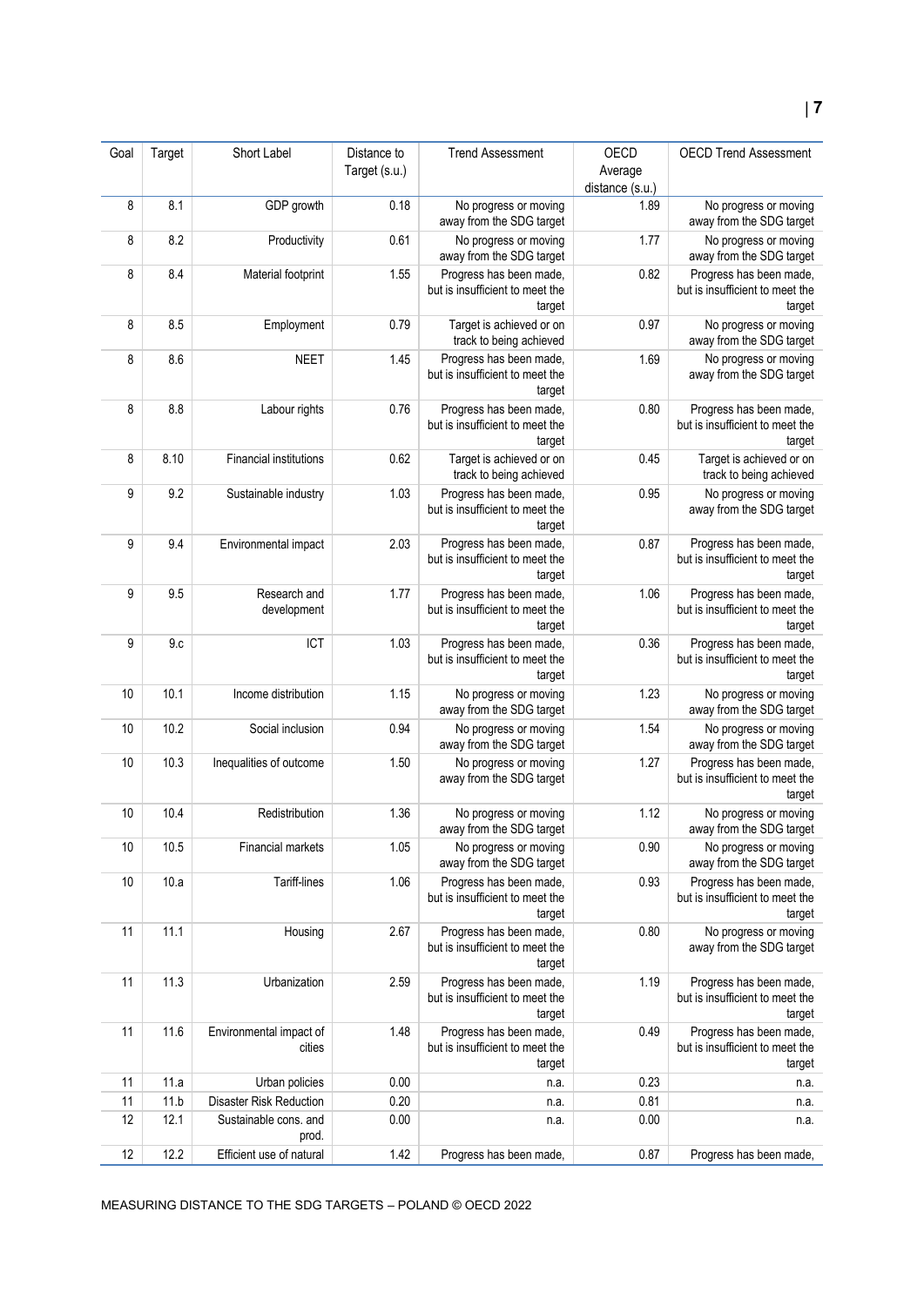| Goal | Target | Short Label | Distance to Target (s.u.) | Trend Assessment | OECD Average distance (s.u.) | OECD Trend Assessment |
|---|---|---|---|---|---|---|
| 8 | 8.1 | GDP growth | 0.18 | No progress or moving away from the SDG target | 1.89 | No progress or moving away from the SDG target |
| 8 | 8.2 | Productivity | 0.61 | No progress or moving away from the SDG target | 1.77 | No progress or moving away from the SDG target |
| 8 | 8.4 | Material footprint | 1.55 | Progress has been made, but is insufficient to meet the target | 0.82 | Progress has been made, but is insufficient to meet the target |
| 8 | 8.5 | Employment | 0.79 | Target is achieved or on track to being achieved | 0.97 | No progress or moving away from the SDG target |
| 8 | 8.6 | NEET | 1.45 | Progress has been made, but is insufficient to meet the target | 1.69 | No progress or moving away from the SDG target |
| 8 | 8.8 | Labour rights | 0.76 | Progress has been made, but is insufficient to meet the target | 0.80 | Progress has been made, but is insufficient to meet the target |
| 8 | 8.10 | Financial institutions | 0.62 | Target is achieved or on track to being achieved | 0.45 | Target is achieved or on track to being achieved |
| 9 | 9.2 | Sustainable industry | 1.03 | Progress has been made, but is insufficient to meet the target | 0.95 | No progress or moving away from the SDG target |
| 9 | 9.4 | Environmental impact | 2.03 | Progress has been made, but is insufficient to meet the target | 0.87 | Progress has been made, but is insufficient to meet the target |
| 9 | 9.5 | Research and development | 1.77 | Progress has been made, but is insufficient to meet the target | 1.06 | Progress has been made, but is insufficient to meet the target |
| 9 | 9.c | ICT | 1.03 | Progress has been made, but is insufficient to meet the target | 0.36 | Progress has been made, but is insufficient to meet the target |
| 10 | 10.1 | Income distribution | 1.15 | No progress or moving away from the SDG target | 1.23 | No progress or moving away from the SDG target |
| 10 | 10.2 | Social inclusion | 0.94 | No progress or moving away from the SDG target | 1.54 | No progress or moving away from the SDG target |
| 10 | 10.3 | Inequalities of outcome | 1.50 | No progress or moving away from the SDG target | 1.27 | Progress has been made, but is insufficient to meet the target |
| 10 | 10.4 | Redistribution | 1.36 | No progress or moving away from the SDG target | 1.12 | No progress or moving away from the SDG target |
| 10 | 10.5 | Financial markets | 1.05 | No progress or moving away from the SDG target | 0.90 | No progress or moving away from the SDG target |
| 10 | 10.a | Tariff-lines | 1.06 | Progress has been made, but is insufficient to meet the target | 0.93 | Progress has been made, but is insufficient to meet the target |
| 11 | 11.1 | Housing | 2.67 | Progress has been made, but is insufficient to meet the target | 0.80 | No progress or moving away from the SDG target |
| 11 | 11.3 | Urbanization | 2.59 | Progress has been made, but is insufficient to meet the target | 1.19 | Progress has been made, but is insufficient to meet the target |
| 11 | 11.6 | Environmental impact of cities | 1.48 | Progress has been made, but is insufficient to meet the target | 0.49 | Progress has been made, but is insufficient to meet the target |
| 11 | 11.a | Urban policies | 0.00 | n.a. | 0.23 | n.a. |
| 11 | 11.b | Disaster Risk Reduction | 0.20 | n.a. | 0.81 | n.a. |
| 12 | 12.1 | Sustainable cons. and prod. | 0.00 | n.a. | 0.00 | n.a. |
| 12 | 12.2 | Efficient use of natural | 1.42 | Progress has been made, | 0.87 | Progress has been made, |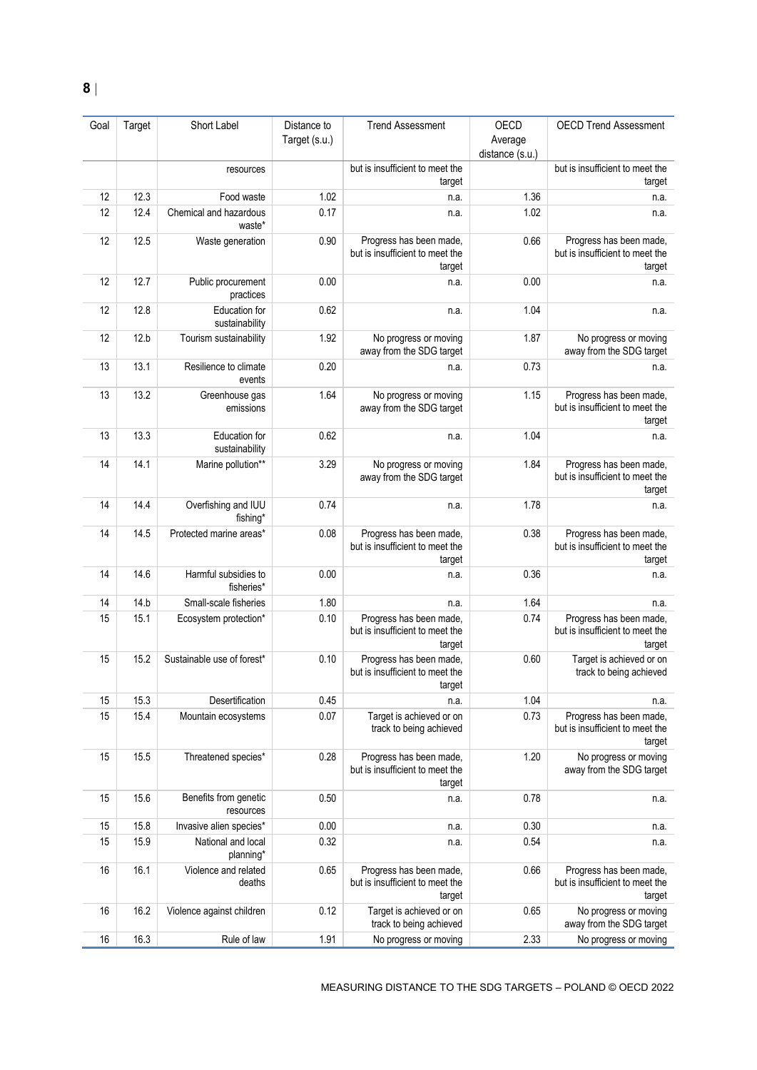| Goal | Target | Short Label | Distance to Target (s.u.) | Trend Assessment | OECD Average distance (s.u.) | OECD Trend Assessment |
|---|---|---|---|---|---|---|
| | | resources | | but is insufficient to meet the target | | but is insufficient to meet the target |
| 12 | 12.3 | Food waste | 1.02 | n.a. | 1.36 | n.a. |
| 12 | 12.4 | Chemical and hazardous waste* | 0.17 | n.a. | 1.02 | n.a. |
| 12 | 12.5 | Waste generation | 0.90 | Progress has been made, but is insufficient to meet the target | 0.66 | Progress has been made, but is insufficient to meet the target |
| 12 | 12.7 | Public procurement practices | 0.00 | n.a. | 0.00 | n.a. |
| 12 | 12.8 | Education for sustainability | 0.62 | n.a. | 1.04 | n.a. |
| 12 | 12.b | Tourism sustainability | 1.92 | No progress or moving away from the SDG target | 1.87 | No progress or moving away from the SDG target |
| 13 | 13.1 | Resilience to climate events | 0.20 | n.a. | 0.73 | n.a. |
| 13 | 13.2 | Greenhouse gas emissions | 1.64 | No progress or moving away from the SDG target | 1.15 | Progress has been made, but is insufficient to meet the target |
| 13 | 13.3 | Education for sustainability | 0.62 | n.a. | 1.04 | n.a. |
| 14 | 14.1 | Marine pollution** | 3.29 | No progress or moving away from the SDG target | 1.84 | Progress has been made, but is insufficient to meet the target |
| 14 | 14.4 | Overfishing and IUU fishing* | 0.74 | n.a. | 1.78 | n.a. |
| 14 | 14.5 | Protected marine areas* | 0.08 | Progress has been made, but is insufficient to meet the target | 0.38 | Progress has been made, but is insufficient to meet the target |
| 14 | 14.6 | Harmful subsidies to fisheries* | 0.00 | n.a. | 0.36 | n.a. |
| 14 | 14.b | Small-scale fisheries | 1.80 | n.a. | 1.64 | n.a. |
| 15 | 15.1 | Ecosystem protection* | 0.10 | Progress has been made, but is insufficient to meet the target | 0.74 | Progress has been made, but is insufficient to meet the target |
| 15 | 15.2 | Sustainable use of forest* | 0.10 | Progress has been made, but is insufficient to meet the target | 0.60 | Target is achieved or on track to being achieved |
| 15 | 15.3 | Desertification | 0.45 | n.a. | 1.04 | n.a. |
| 15 | 15.4 | Mountain ecosystems | 0.07 | Target is achieved or on track to being achieved | 0.73 | Progress has been made, but is insufficient to meet the target |
| 15 | 15.5 | Threatened species* | 0.28 | Progress has been made, but is insufficient to meet the target | 1.20 | No progress or moving away from the SDG target |
| 15 | 15.6 | Benefits from genetic resources | 0.50 | n.a. | 0.78 | n.a. |
| 15 | 15.8 | Invasive alien species* | 0.00 | n.a. | 0.30 | n.a. |
| 15 | 15.9 | National and local planning* | 0.32 | n.a. | 0.54 | n.a. |
| 16 | 16.1 | Violence and related deaths | 0.65 | Progress has been made, but is insufficient to meet the target | 0.66 | Progress has been made, but is insufficient to meet the target |
| 16 | 16.2 | Violence against children | 0.12 | Target is achieved or on track to being achieved | 0.65 | No progress or moving away from the SDG target |
| 16 | 16.3 | Rule of law | 1.91 | No progress or moving | 2.33 | No progress or moving |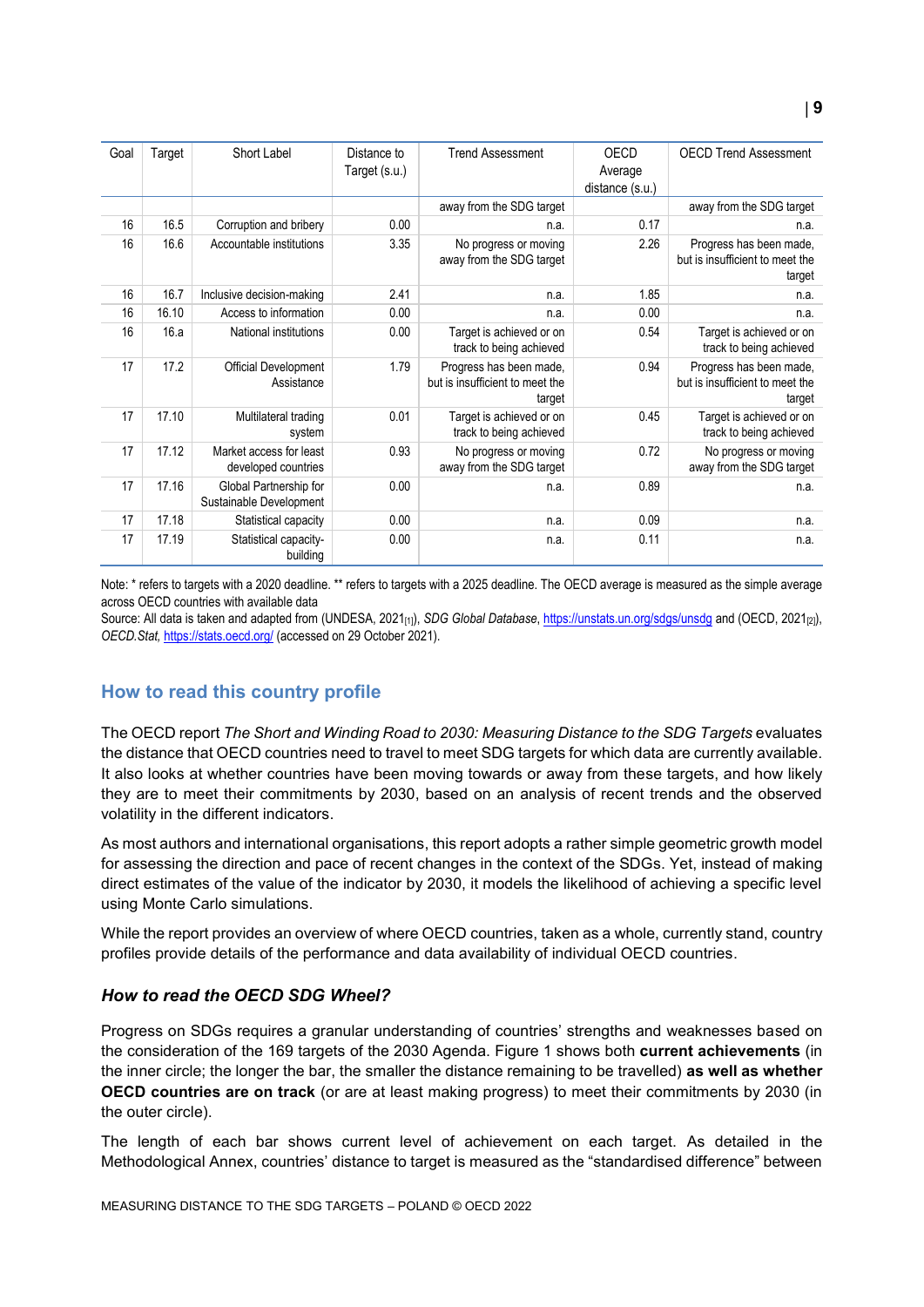| Goal | Target | Short Label | Distance to Target (s.u.) | Trend Assessment | OECD Average distance (s.u.) | OECD Trend Assessment |
|---|---|---|---|---|---|---|
| | | | | away from the SDG target | | away from the SDG target |
| 16 | 16.5 | Corruption and bribery | 0.00 | n.a. | 0.17 | n.a. |
| 16 | 16.6 | Accountable institutions | 3.35 | No progress or moving away from the SDG target | 2.26 | Progress has been made, but is insufficient to meet the target |
| 16 | 16.7 | Inclusive decision-making | 2.41 | n.a. | 1.85 | n.a. |
| 16 | 16.10 | Access to information | 0.00 | n.a. | 0.00 | n.a. |
| 16 | 16.a | National institutions | 0.00 | Target is achieved or on track to being achieved | 0.54 | Target is achieved or on track to being achieved |
| 17 | 17.2 | Official Development Assistance | 1.79 | Progress has been made, but is insufficient to meet the target | 0.94 | Progress has been made, but is insufficient to meet the target |
| 17 | 17.10 | Multilateral trading system | 0.01 | Target is achieved or on track to being achieved | 0.45 | Target is achieved or on track to being achieved |
| 17 | 17.12 | Market access for least developed countries | 0.93 | No progress or moving away from the SDG target | 0.72 | No progress or moving away from the SDG target |
| 17 | 17.16 | Global Partnership for Sustainable Development | 0.00 | n.a. | 0.89 | n.a. |
| 17 | 17.18 | Statistical capacity | 0.00 | n.a. | 0.09 | n.a. |
| 17 | 17.19 | Statistical capacity-building | 0.00 | n.a. | 0.11 | n.a. |

Note: * refers to targets with a 2020 deadline. ** refers to targets with a 2025 deadline. The OECD average is measured as the simple average across OECD countries with available data

Source: All data is taken and adapted from (UNDESA, 2021[1]), *SDG Global Database*, https://unstats.un.org/sdgs/unsdg and (OECD, 2021[2]), *OECD.Stat,* https://stats.oecd.org/ (accessed on 29 October 2021).

## How to read this country profile

The OECD report *The Short and Winding Road to 2030: Measuring Distance to the SDG Targets* evaluates the distance that OECD countries need to travel to meet SDG targets for which data are currently available. It also looks at whether countries have been moving towards or away from these targets, and how likely they are to meet their commitments by 2030, based on an analysis of recent trends and the observed volatility in the different indicators.

As most authors and international organisations, this report adopts a rather simple geometric growth model for assessing the direction and pace of recent changes in the context of the SDGs. Yet, instead of making direct estimates of the value of the indicator by 2030, it models the likelihood of achieving a specific level using Monte Carlo simulations.

While the report provides an overview of where OECD countries, taken as a whole, currently stand, country profiles provide details of the performance and data availability of individual OECD countries.

### *How to read the OECD SDG Wheel?*

Progress on SDGs requires a granular understanding of countries' strengths and weaknesses based on the consideration of the 169 targets of the 2030 Agenda. Figure 1 shows both **current achievements** (in the inner circle; the longer the bar, the smaller the distance remaining to be travelled) **as well as whether OECD countries are on track** (or are at least making progress) to meet their commitments by 2030 (in the outer circle).

The length of each bar shows current level of achievement on each target. As detailed in the Methodological Annex, countries' distance to target is measured as the "standardised difference" between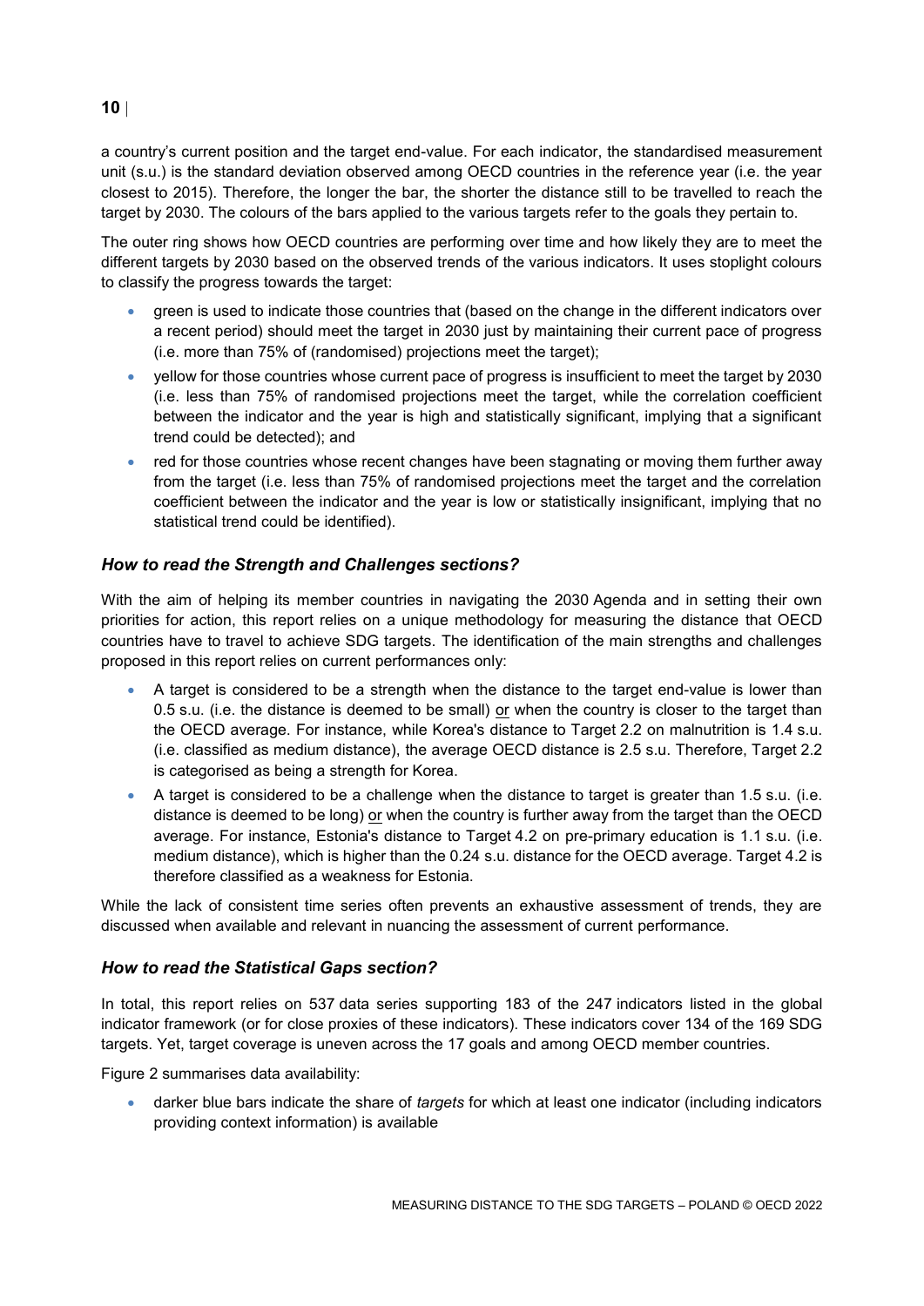a country's current position and the target end-value. For each indicator, the standardised measurement unit (s.u.) is the standard deviation observed among OECD countries in the reference year (i.e. the year closest to 2015). Therefore, the longer the bar, the shorter the distance still to be travelled to reach the target by 2030. The colours of the bars applied to the various targets refer to the goals they pertain to.

The outer ring shows how OECD countries are performing over time and how likely they are to meet the different targets by 2030 based on the observed trends of the various indicators. It uses stoplight colours to classify the progress towards the target:

- green is used to indicate those countries that (based on the change in the different indicators over a recent period) should meet the target in 2030 just by maintaining their current pace of progress (i.e. more than 75% of (randomised) projections meet the target);
- yellow for those countries whose current pace of progress is insufficient to meet the target by 2030 (i.e. less than 75% of randomised projections meet the target, while the correlation coefficient between the indicator and the year is high and statistically significant, implying that a significant trend could be detected); and
- red for those countries whose recent changes have been stagnating or moving them further away from the target (i.e. less than 75% of randomised projections meet the target and the correlation coefficient between the indicator and the year is low or statistically insignificant, implying that no statistical trend could be identified).

### *How to read the Strength and Challenges sections?*

With the aim of helping its member countries in navigating the 2030 Agenda and in setting their own priorities for action, this report relies on a unique methodology for measuring the distance that OECD countries have to travel to achieve SDG targets. The identification of the main strengths and challenges proposed in this report relies on current performances only:

- A target is considered to be a strength when the distance to the target end-value is lower than 0.5 s.u. (i.e. the distance is deemed to be small) <u>or</u> when the country is closer to the target than the OECD average. For instance, while Korea's distance to Target 2.2 on malnutrition is 1.4 s.u. (i.e. classified as medium distance), the average OECD distance is 2.5 s.u. Therefore, Target 2.2 is categorised as being a strength for Korea.
- A target is considered to be a challenge when the distance to target is greater than 1.5 s.u. (i.e. distance is deemed to be long) <u>or</u> when the country is further away from the target than the OECD average. For instance, Estonia's distance to Target 4.2 on pre-primary education is 1.1 s.u. (i.e. medium distance), which is higher than the 0.24 s.u. distance for the OECD average. Target 4.2 is therefore classified as a weakness for Estonia.

While the lack of consistent time series often prevents an exhaustive assessment of trends, they are discussed when available and relevant in nuancing the assessment of current performance.

### *How to read the Statistical Gaps section?*

In total, this report relies on 537 data series supporting 183 of the 247 indicators listed in the global indicator framework (or for close proxies of these indicators). These indicators cover 134 of the 169 SDG targets. Yet, target coverage is uneven across the 17 goals and among OECD member countries.

Figure 2 summarises data availability:

- darker blue bars indicate the share of *targets* for which at least one indicator (including indicators providing context information) is available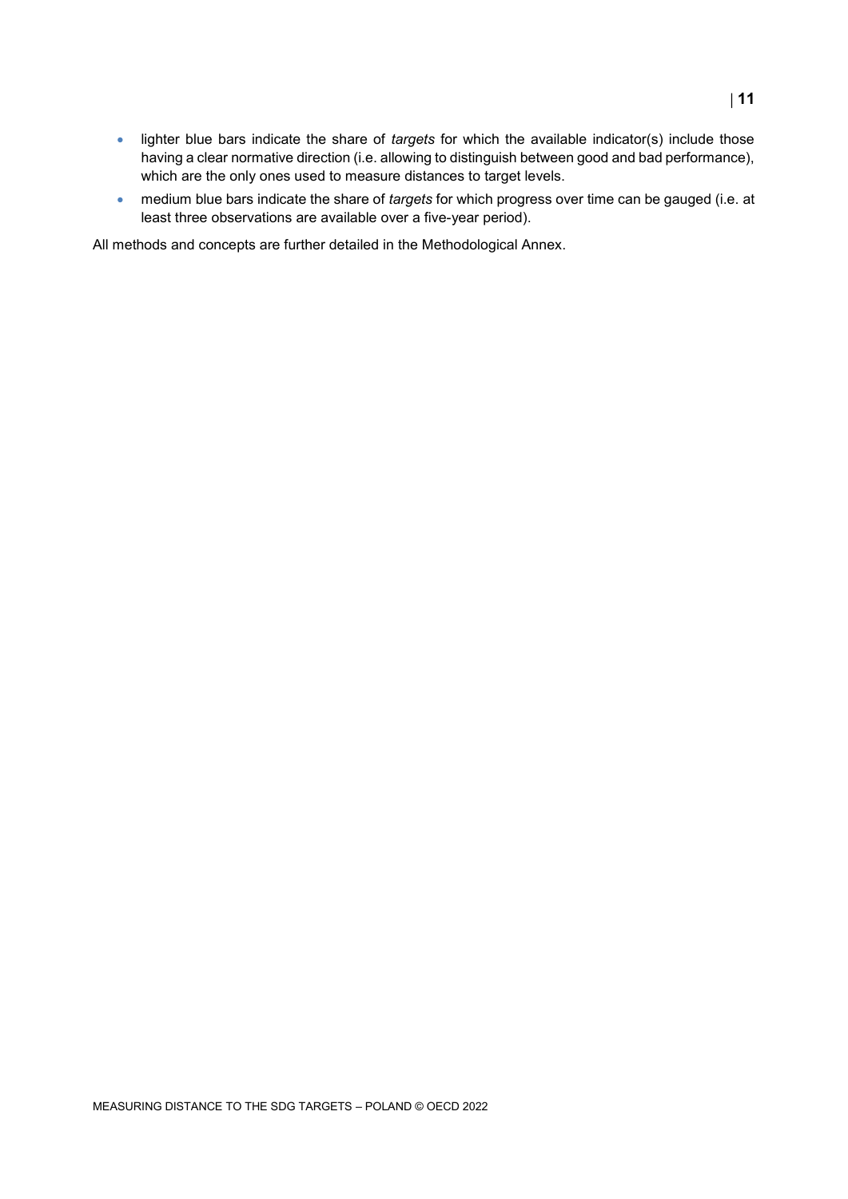- lighter blue bars indicate the share of *targets* for which the available indicator(s) include those having a clear normative direction (i.e. allowing to distinguish between good and bad performance), which are the only ones used to measure distances to target levels.
- medium blue bars indicate the share of *targets* for which progress over time can be gauged (i.e. at least three observations are available over a five-year period).

All methods and concepts are further detailed in the Methodological Annex.